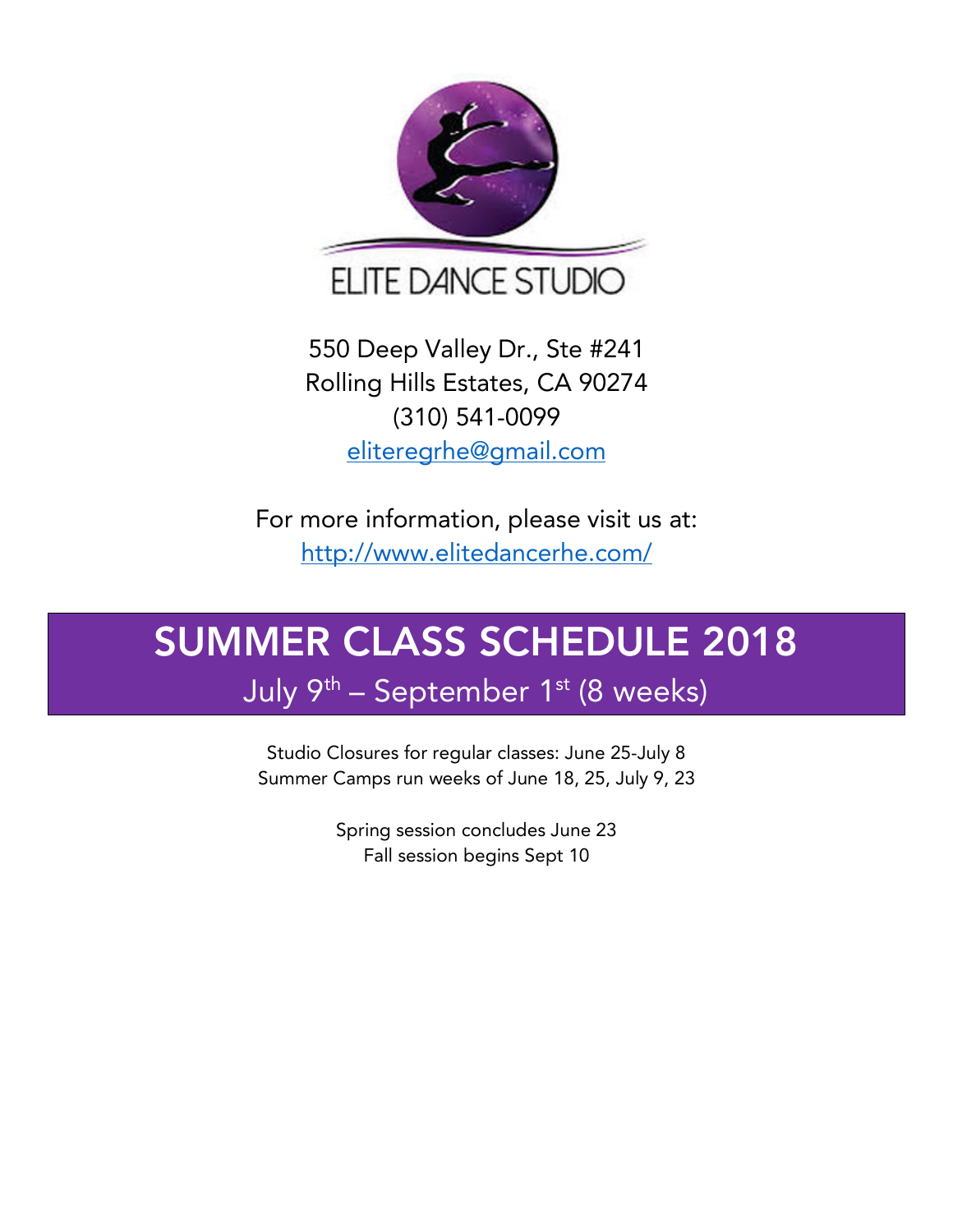ELITE DANCE STUDIO

550 Deep Valley Dr., Ste #241
Rolling Hills Estates, CA 90274
(310) 541-0099
eliteregrhe@gmail.com

For more information, please visit us at:
http://www.elitedancerhe.com/

# SUMMER CLASS SCHEDULE 2018

## July 9th – September 1st (8 weeks)

Studio Closures for regular classes: June 25-July 8
Summer Camps run weeks of June 18, 25, July 9, 23

Spring session concludes June 23
Fall session begins Sept 10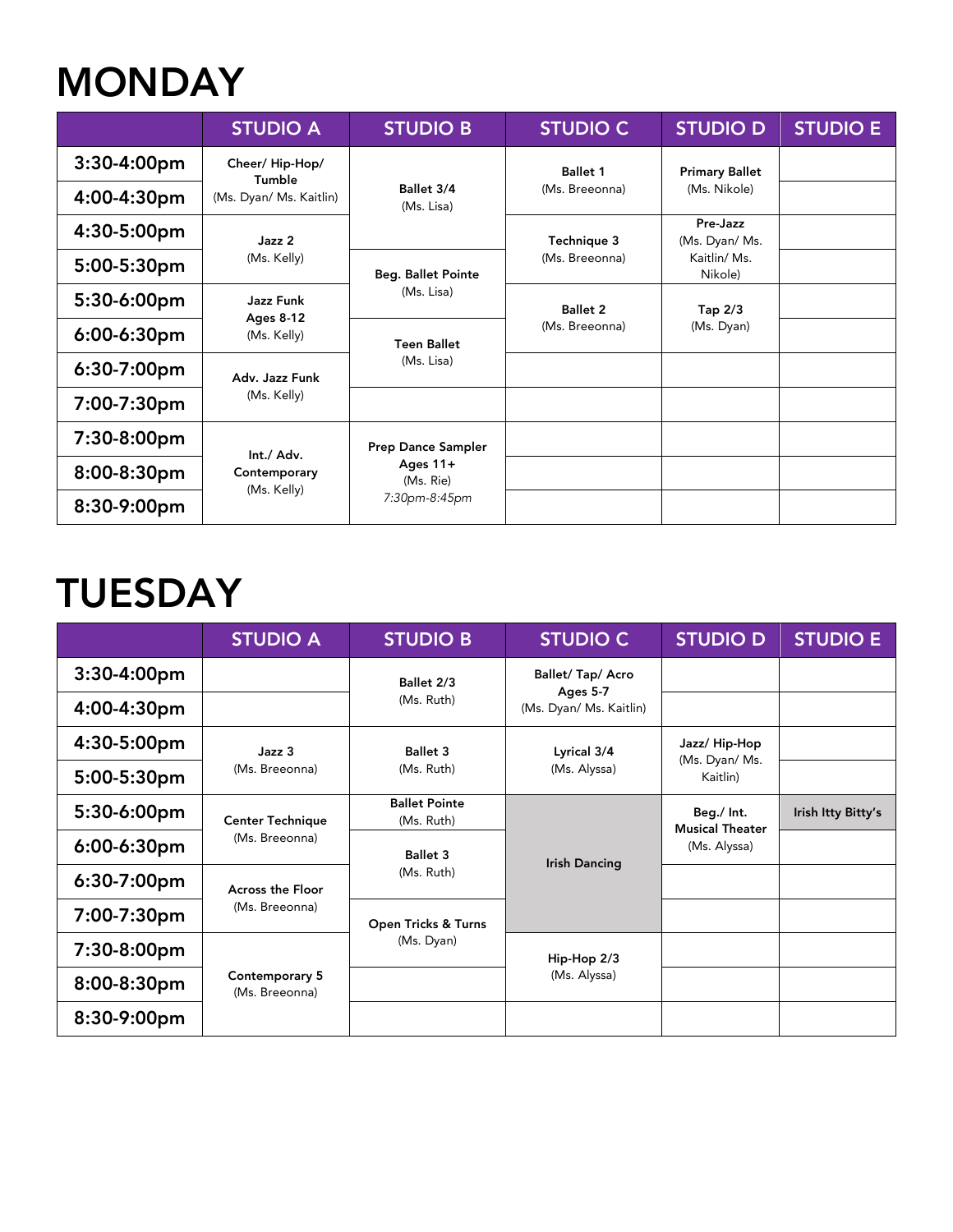# MONDAY

| | STUDIO A | STUDIO B | STUDIO C | STUDIO D | STUDIO E |
|---|---|---|---|---|---|
| 3:30-4:00pm | **Cheer/ Hip-Hop/ Tumble** (Ms. Dyan/ Ms. Kaitlin) | **Ballet 3/4** (Ms. Lisa) | **Ballet 1** (Ms. Breeonna) | **Primary Ballet** (Ms. Nikole) | |
| 4:00-4:30pm | | | | | |
| 4:30-5:00pm | **Jazz 2** (Ms. Kelly) | | **Technique 3** (Ms. Breeonna) | **Pre-Jazz** (Ms. Dyan/ Ms. Kaitlin/ Ms. Nikole) | |
| 5:00-5:30pm | | **Beg. Ballet Pointe** (Ms. Lisa) | | | |
| 5:30-6:00pm | **Jazz Funk Ages 8-12** (Ms. Kelly) | | **Ballet 2** (Ms. Breeonna) | **Tap 2/3** (Ms. Dyan) | |
| 6:00-6:30pm | | **Teen Ballet** (Ms. Lisa) | | | |
| 6:30-7:00pm | **Adv. Jazz Funk** (Ms. Kelly) | | | | |
| 7:00-7:30pm | | | | | |
| 7:30-8:00pm | **Int./ Adv. Contemporary** (Ms. Kelly) | **Prep Dance Sampler Ages 11+** (Ms. Rie) *7:30pm-8:45pm* | | | |
| 8:00-8:30pm | | | | | |
| 8:30-9:00pm | | | | | |

# TUESDAY

| | STUDIO A | STUDIO B | STUDIO C | STUDIO D | STUDIO E |
|---|---|---|---|---|---|
| 3:30-4:00pm | | **Ballet 2/3** (Ms. Ruth) | **Ballet/ Tap/ Acro Ages 5-7** (Ms. Dyan/ Ms. Kaitlin) | | |
| 4:00-4:30pm | | | | | |
| 4:30-5:00pm | **Jazz 3** (Ms. Breeonna) | **Ballet 3** (Ms. Ruth) | **Lyrical 3/4** (Ms. Alyssa) | **Jazz/ Hip-Hop** (Ms. Dyan/ Ms. Kaitlin) | |
| 5:00-5:30pm | | | | | |
| 5:30-6:00pm | **Center Technique** (Ms. Breeonna) | **Ballet Pointe** (Ms. Ruth) | **Irish Dancing** | **Beg./ Int. Musical Theater** (Ms. Alyssa) | **Irish Itty Bitty's** |
| 6:00-6:30pm | | **Ballet 3** (Ms. Ruth) | | | |
| 6:30-7:00pm | **Across the Floor** (Ms. Breeonna) | | | | |
| 7:00-7:30pm | | **Open Tricks & Turns** (Ms. Dyan) | | | |
| 7:30-8:00pm | **Contemporary 5** (Ms. Breeonna) | | **Hip-Hop 2/3** (Ms. Alyssa) | | |
| 8:00-8:30pm | | | | | |
| 8:30-9:00pm | | | | | |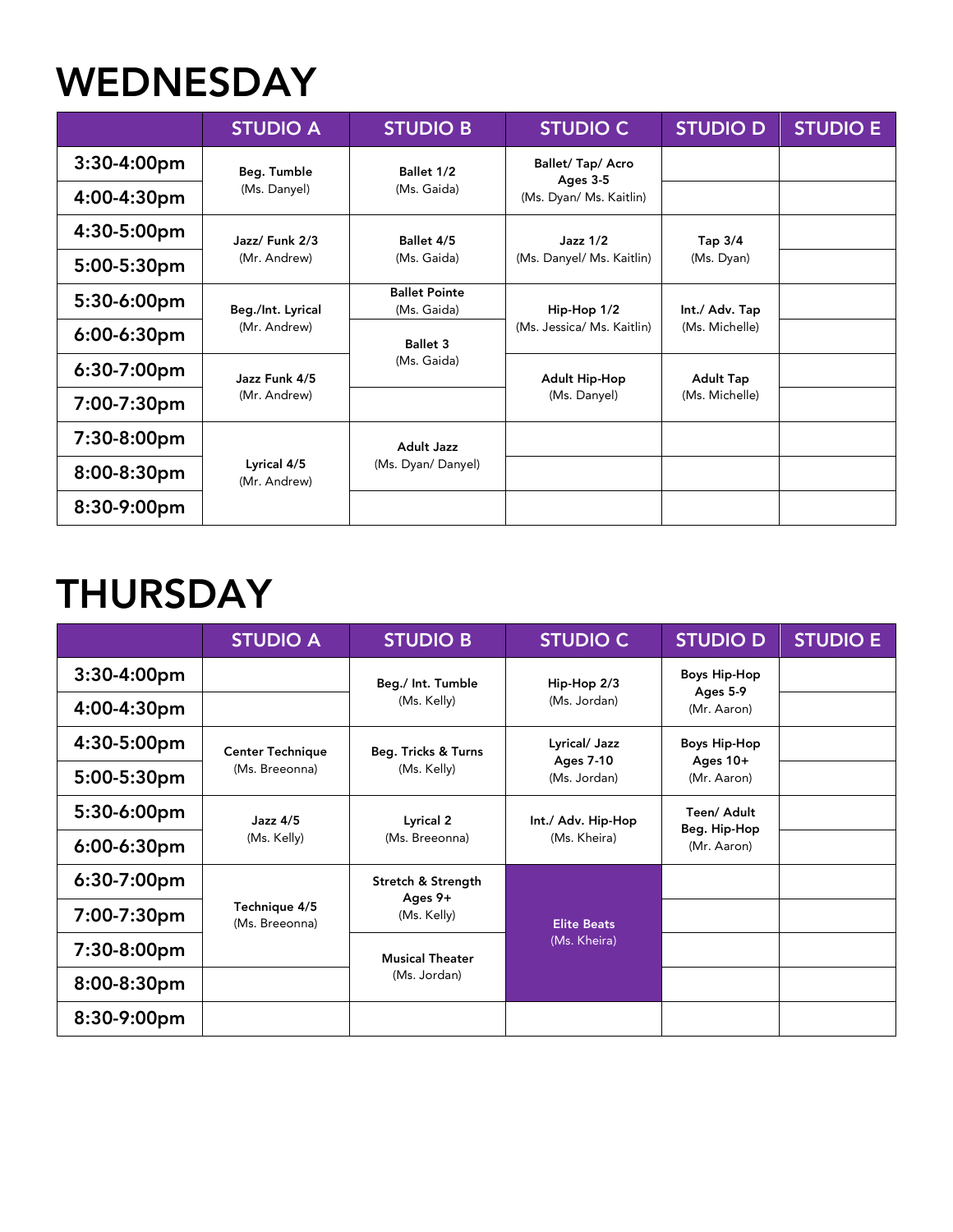# WEDNESDAY

| | STUDIO A | STUDIO B | STUDIO C | STUDIO D | STUDIO E |
|---|---|---|---|---|---|
| 3:30-4:00pm | Beg. Tumble (Ms. Danyel) | Ballet 1/2 (Ms. Gaida) | Ballet/ Tap/ Acro Ages 3-5 (Ms. Dyan/ Ms. Kaitlin) | | |
| 4:00-4:30pm | | | | | |
| 4:30-5:00pm | Jazz/ Funk 2/3 (Mr. Andrew) | Ballet 4/5 (Ms. Gaida) | Jazz 1/2 (Ms. Danyel/ Ms. Kaitlin) | Tap 3/4 (Ms. Dyan) | |
| 5:00-5:30pm | | | | | |
| 5:30-6:00pm | Beg./Int. Lyrical (Mr. Andrew) | Ballet Pointe (Ms. Gaida) | Hip-Hop 1/2 (Ms. Jessica/ Ms. Kaitlin) | Int./ Adv. Tap (Ms. Michelle) | |
| 6:00-6:30pm | | Ballet 3 (Ms. Gaida) | | | |
| 6:30-7:00pm | Jazz Funk 4/5 (Mr. Andrew) | | Adult Hip-Hop (Ms. Danyel) | Adult Tap (Ms. Michelle) | |
| 7:00-7:30pm | | | | | |
| 7:30-8:00pm | Lyrical 4/5 (Mr. Andrew) | Adult Jazz (Ms. Dyan/ Danyel) | | | |
| 8:00-8:30pm | | | | | |
| 8:30-9:00pm | | | | | |

# THURSDAY

| | STUDIO A | STUDIO B | STUDIO C | STUDIO D | STUDIO E |
|---|---|---|---|---|---|
| 3:30-4:00pm | | Beg./ Int. Tumble (Ms. Kelly) | Hip-Hop 2/3 (Ms. Jordan) | Boys Hip-Hop Ages 5-9 (Mr. Aaron) | |
| 4:00-4:30pm | | | | | |
| 4:30-5:00pm | Center Technique (Ms. Breeonna) | Beg. Tricks & Turns (Ms. Kelly) | Lyrical/ Jazz Ages 7-10 (Ms. Jordan) | Boys Hip-Hop Ages 10+ (Mr. Aaron) | |
| 5:00-5:30pm | | | | | |
| 5:30-6:00pm | Jazz 4/5 (Ms. Kelly) | Lyrical 2 (Ms. Breeonna) | Int./ Adv. Hip-Hop (Ms. Kheira) | Teen/ Adult Beg. Hip-Hop (Mr. Aaron) | |
| 6:00-6:30pm | | | | | |
| 6:30-7:00pm | Technique 4/5 (Ms. Breeonna) | Stretch & Strength Ages 9+ (Ms. Kelly) | Elite Beats (Ms. Kheira) | | |
| 7:00-7:30pm | | | | | |
| 7:30-8:00pm | | Musical Theater (Ms. Jordan) | | | |
| 8:00-8:30pm | | | | | |
| 8:30-9:00pm | | | | | |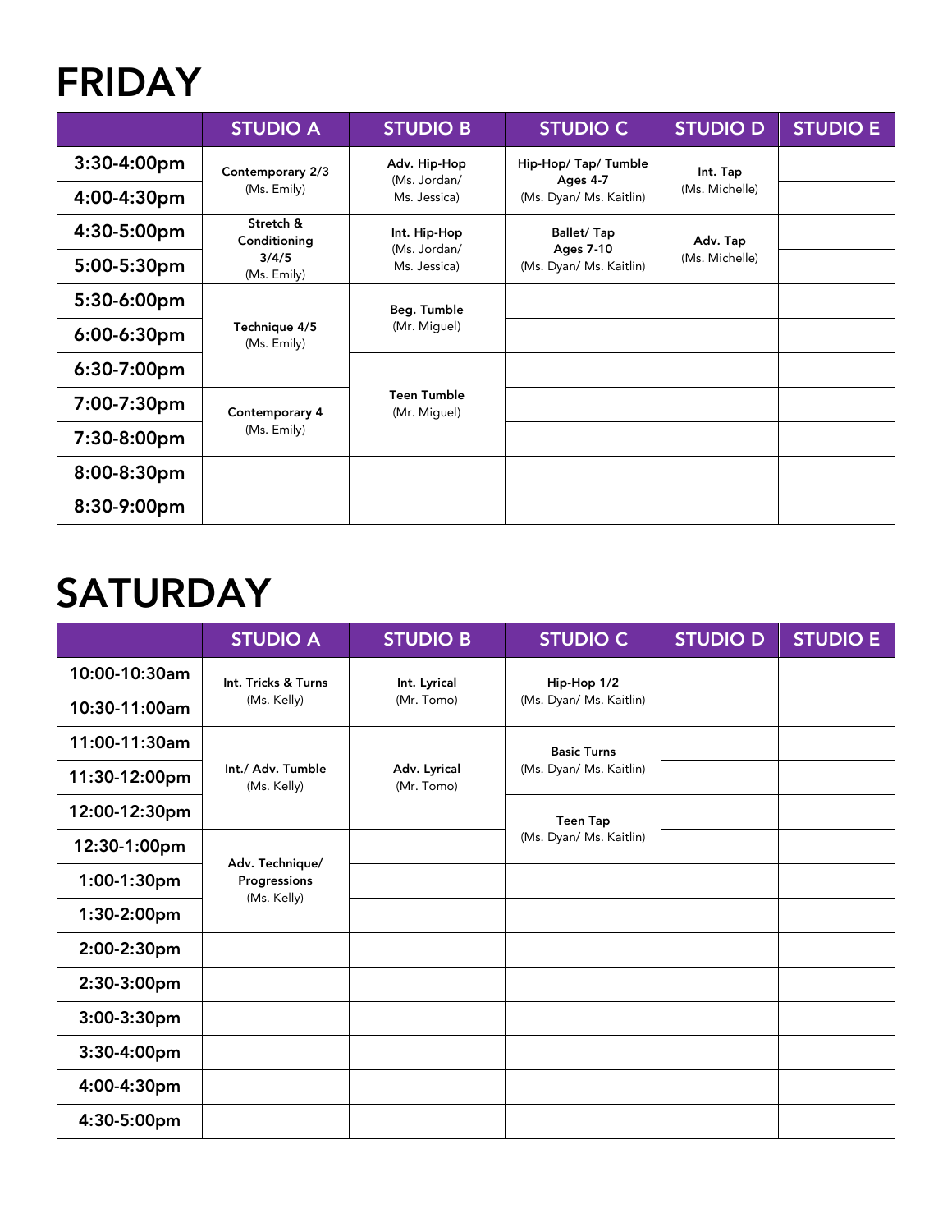# FRIDAY

| | STUDIO A | STUDIO B | STUDIO C | STUDIO D | STUDIO E |
|---|---|---|---|---|---|
| 3:30-4:00pm | **Contemporary 2/3** (Ms. Emily) | **Adv. Hip-Hop** (Ms. Jordan/ Ms. Jessica) | **Hip-Hop/ Tap/ Tumble Ages 4-7** (Ms. Dyan/ Ms. Kaitlin) | **Int. Tap** (Ms. Michelle) | |
| 4:00-4:30pm | | | | | |
| 4:30-5:00pm | **Stretch & Conditioning 3/4/5** (Ms. Emily) | **Int. Hip-Hop** (Ms. Jordan/ Ms. Jessica) | **Ballet/ Tap Ages 7-10** (Ms. Dyan/ Ms. Kaitlin) | **Adv. Tap** (Ms. Michelle) | |
| 5:00-5:30pm | | | | | |
| 5:30-6:00pm | **Technique 4/5** (Ms. Emily) | **Beg. Tumble** (Mr. Miguel) | | | |
| 6:00-6:30pm | | | | | |
| 6:30-7:00pm | | **Teen Tumble** (Mr. Miguel) | | | |
| 7:00-7:30pm | **Contemporary 4** (Ms. Emily) | | | | |
| 7:30-8:00pm | | | | | |
| 8:00-8:30pm | | | | | |
| 8:30-9:00pm | | | | | |

# SATURDAY

| | STUDIO A | STUDIO B | STUDIO C | STUDIO D | STUDIO E |
|---|---|---|---|---|---|
| 10:00-10:30am | **Int. Tricks & Turns** (Ms. Kelly) | **Int. Lyrical** (Mr. Tomo) | **Hip-Hop 1/2** (Ms. Dyan/ Ms. Kaitlin) | | |
| 10:30-11:00am | | | | | |
| 11:00-11:30am | **Int./ Adv. Tumble** (Ms. Kelly) | **Adv. Lyrical** (Mr. Tomo) | **Basic Turns** (Ms. Dyan/ Ms. Kaitlin) | | |
| 11:30-12:00pm | | | | | |
| 12:00-12:30pm | | | **Teen Tap** (Ms. Dyan/ Ms. Kaitlin) | | |
| 12:30-1:00pm | **Adv. Technique/ Progressions** (Ms. Kelly) | | | | |
| 1:00-1:30pm | | | | | |
| 1:30-2:00pm | | | | | |
| 2:00-2:30pm | | | | | |
| 2:30-3:00pm | | | | | |
| 3:00-3:30pm | | | | | |
| 3:30-4:00pm | | | | | |
| 4:00-4:30pm | | | | | |
| 4:30-5:00pm | | | | | |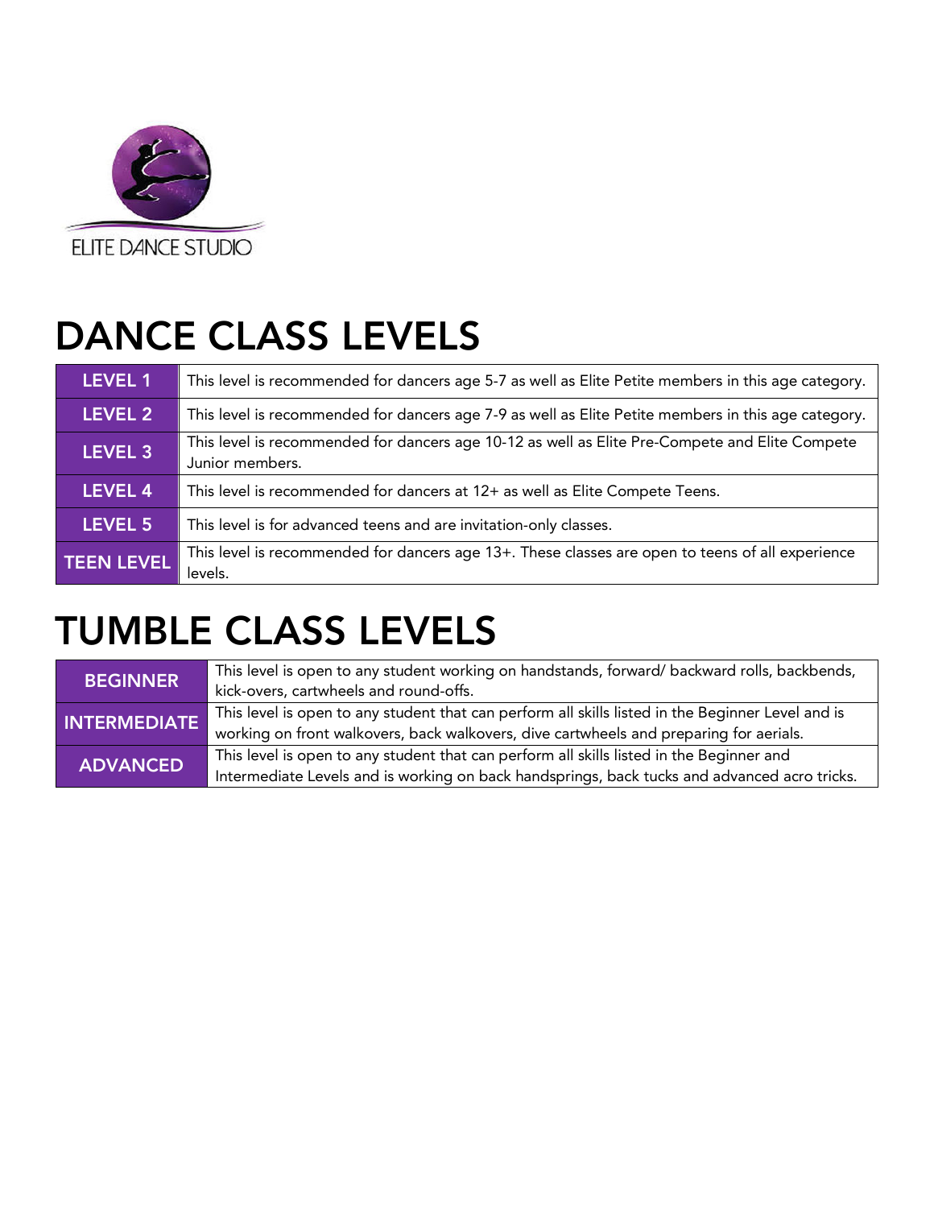ELITE DANCE STUDIO

# DANCE CLASS LEVELS

| Level | Description |
|---|---|
| **LEVEL 1** | This level is recommended for dancers age 5-7 as well as Elite Petite members in this age category. |
| **LEVEL 2** | This level is recommended for dancers age 7-9 as well as Elite Petite members in this age category. |
| **LEVEL 3** | This level is recommended for dancers age 10-12 as well as Elite Pre-Compete and Elite Compete Junior members. |
| **LEVEL 4** | This level is recommended for dancers at 12+ as well as Elite Compete Teens. |
| **LEVEL 5** | This level is for advanced teens and are invitation-only classes. |
| **TEEN LEVEL** | This level is recommended for dancers age 13+. These classes are open to teens of all experience levels. |

# TUMBLE CLASS LEVELS

| Level | Description |
|---|---|
| **BEGINNER** | This level is open to any student working on handstands, forward/ backward rolls, backbends, kick-overs, cartwheels and round-offs. |
| **INTERMEDIATE** | This level is open to any student that can perform all skills listed in the Beginner Level and is working on front walkovers, back walkovers, dive cartwheels and preparing for aerials. |
| **ADVANCED** | This level is open to any student that can perform all skills listed in the Beginner and Intermediate Levels and is working on back handsprings, back tucks and advanced acro tricks. |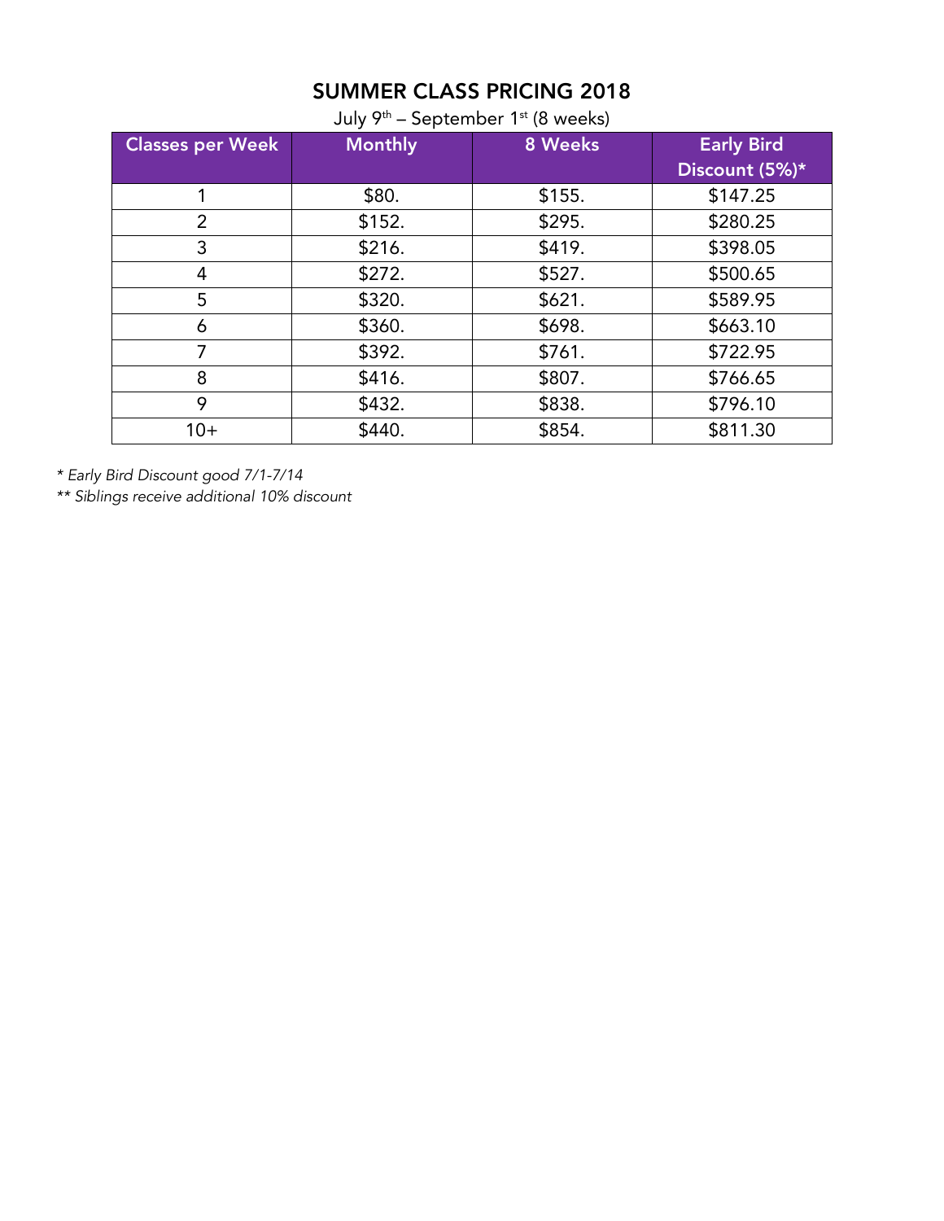# SUMMER CLASS PRICING 2018

July 9th – September 1st (8 weeks)

| Classes per Week | Monthly | 8 Weeks | Early Bird Discount (5%)* |
|---|---|---|---|
| 1 | $80. | $155. | $147.25 |
| 2 | $152. | $295. | $280.25 |
| 3 | $216. | $419. | $398.05 |
| 4 | $272. | $527. | $500.65 |
| 5 | $320. | $621. | $589.95 |
| 6 | $360. | $698. | $663.10 |
| 7 | $392. | $761. | $722.95 |
| 8 | $416. | $807. | $766.65 |
| 9 | $432. | $838. | $796.10 |
| 10+ | $440. | $854. | $811.30 |

*\* Early Bird Discount good 7/1-7/14*

*\*\* Siblings receive additional 10% discount*